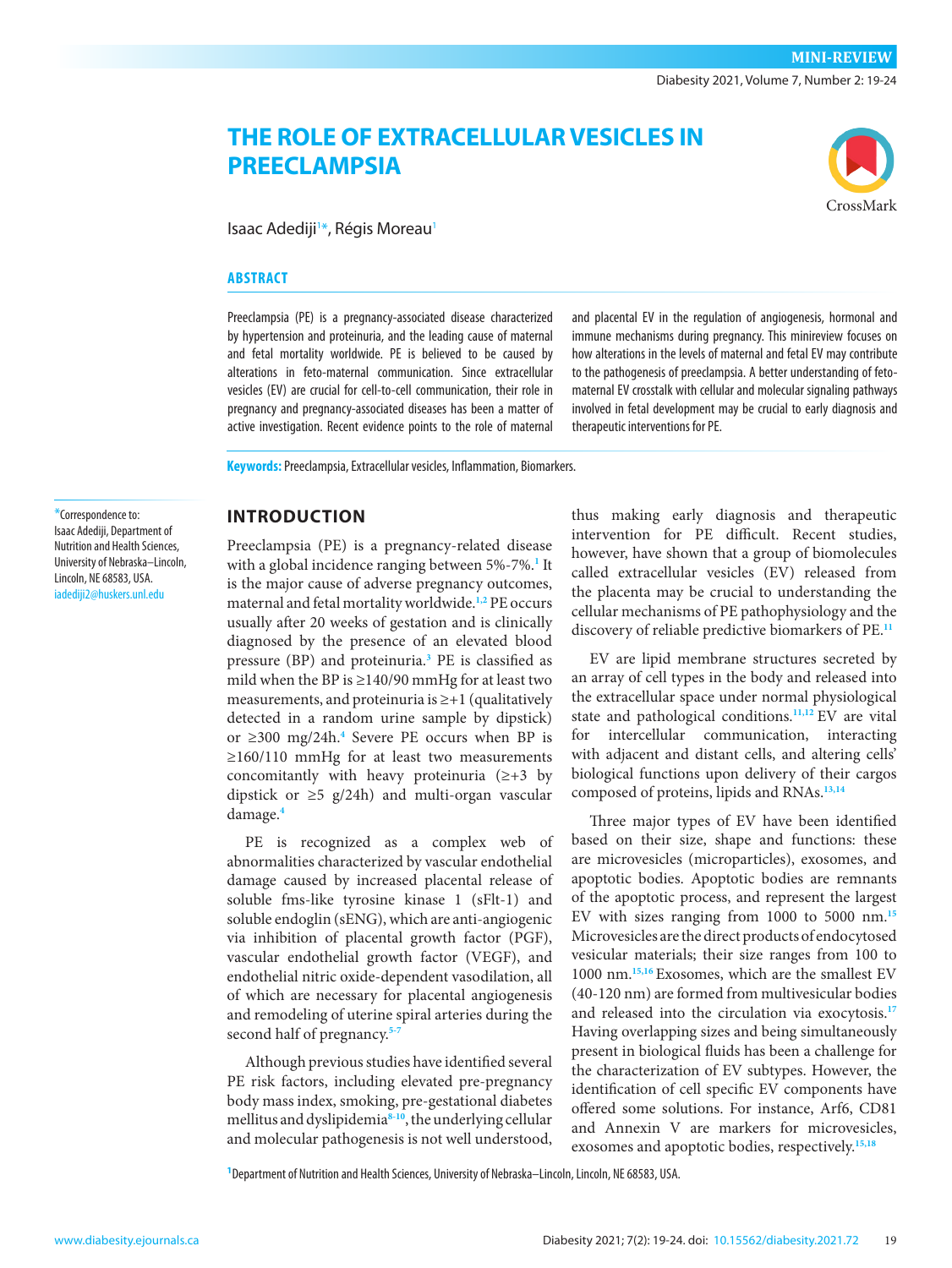MINI-REVIEW

# THE ROLE OF EXTRACELLULAR VESICLES IN PREECLAMPSIA

Isaac Adediji[1]*, Régis Moreau[1]

## ABSTRACT

Preeclampsia (PE) is a pregnancy-associated disease characterized by hypertension and proteinuria, and the leading cause of maternal and fetal mortality worldwide. PE is believed to be caused by alterations in feto-maternal communication. Since extracellular vesicles (EV) are crucial for cell-to-cell communication, their role in pregnancy and pregnancy-associated diseases has been a matter of active investigation. Recent evidence points to the role of maternal and placental EV in the regulation of angiogenesis, hormonal and immune mechanisms during pregnancy. This minireview focuses on how alterations in the levels of maternal and fetal EV may contribute to the pathogenesis of preeclampsia. A better understanding of feto-maternal EV crosstalk with cellular and molecular signaling pathways involved in fetal development may be crucial to early diagnosis and therapeutic interventions for PE.

**Keywords:** Preeclampsia, Extracellular vesicles, Inflammation, Biomarkers.

*Correspondence to: Isaac Adediji, Department of Nutrition and Health Sciences, University of Nebraska–Lincoln, Lincoln, NE 68583, USA. iadediji2@huskers.unl.edu

## INTRODUCTION

Preeclampsia (PE) is a pregnancy-related disease with a global incidence ranging between 5%-7%.[1] It is the major cause of adverse pregnancy outcomes, maternal and fetal mortality worldwide.[1,2] PE occurs usually after 20 weeks of gestation and is clinically diagnosed by the presence of an elevated blood pressure (BP) and proteinuria.[3] PE is classified as mild when the BP is ≥140/90 mmHg for at least two measurements, and proteinuria is ≥+1 (qualitatively detected in a random urine sample by dipstick) or ≥300 mg/24h.[4] Severe PE occurs when BP is ≥160/110 mmHg for at least two measurements concomitantly with heavy proteinuria (≥+3 by dipstick or ≥5 g/24h) and multi-organ vascular damage.[4]

PE is recognized as a complex web of abnormalities characterized by vascular endothelial damage caused by increased placental release of soluble fms-like tyrosine kinase 1 (sFlt-1) and soluble endoglin (sENG), which are anti-angiogenic via inhibition of placental growth factor (PGF), vascular endothelial growth factor (VEGF), and endothelial nitric oxide-dependent vasodilation, all of which are necessary for placental angiogenesis and remodeling of uterine spiral arteries during the second half of pregnancy.[5-7]

Although previous studies have identified several PE risk factors, including elevated pre-pregnancy body mass index, smoking, pre-gestational diabetes mellitus and dyslipidemia[8-10], the underlying cellular and molecular pathogenesis is not well understood, thus making early diagnosis and therapeutic intervention for PE difficult. Recent studies, however, have shown that a group of biomolecules called extracellular vesicles (EV) released from the placenta may be crucial to understanding the cellular mechanisms of PE pathophysiology and the discovery of reliable predictive biomarkers of PE.[11]

EV are lipid membrane structures secreted by an array of cell types in the body and released into the extracellular space under normal physiological state and pathological conditions.[11,12] EV are vital for intercellular communication, interacting with adjacent and distant cells, and altering cells' biological functions upon delivery of their cargos composed of proteins, lipids and RNAs.[13,14]

Three major types of EV have been identified based on their size, shape and functions: these are microvesicles (microparticles), exosomes, and apoptotic bodies. Apoptotic bodies are remnants of the apoptotic process, and represent the largest EV with sizes ranging from 1000 to 5000 nm.[15] Microvesicles are the direct products of endocytosed vesicular materials; their size ranges from 100 to 1000 nm.[15,16] Exosomes, which are the smallest EV (40-120 nm) are formed from multivesicular bodies and released into the circulation via exocytosis.[17] Having overlapping sizes and being simultaneously present in biological fluids has been a challenge for the characterization of EV subtypes. However, the identification of cell specific EV components have offered some solutions. For instance, Arf6, CD81 and Annexin V are markers for microvesicles, exosomes and apoptotic bodies, respectively.[15,18]

[1]Department of Nutrition and Health Sciences, University of Nebraska–Lincoln, Lincoln, NE 68583, USA.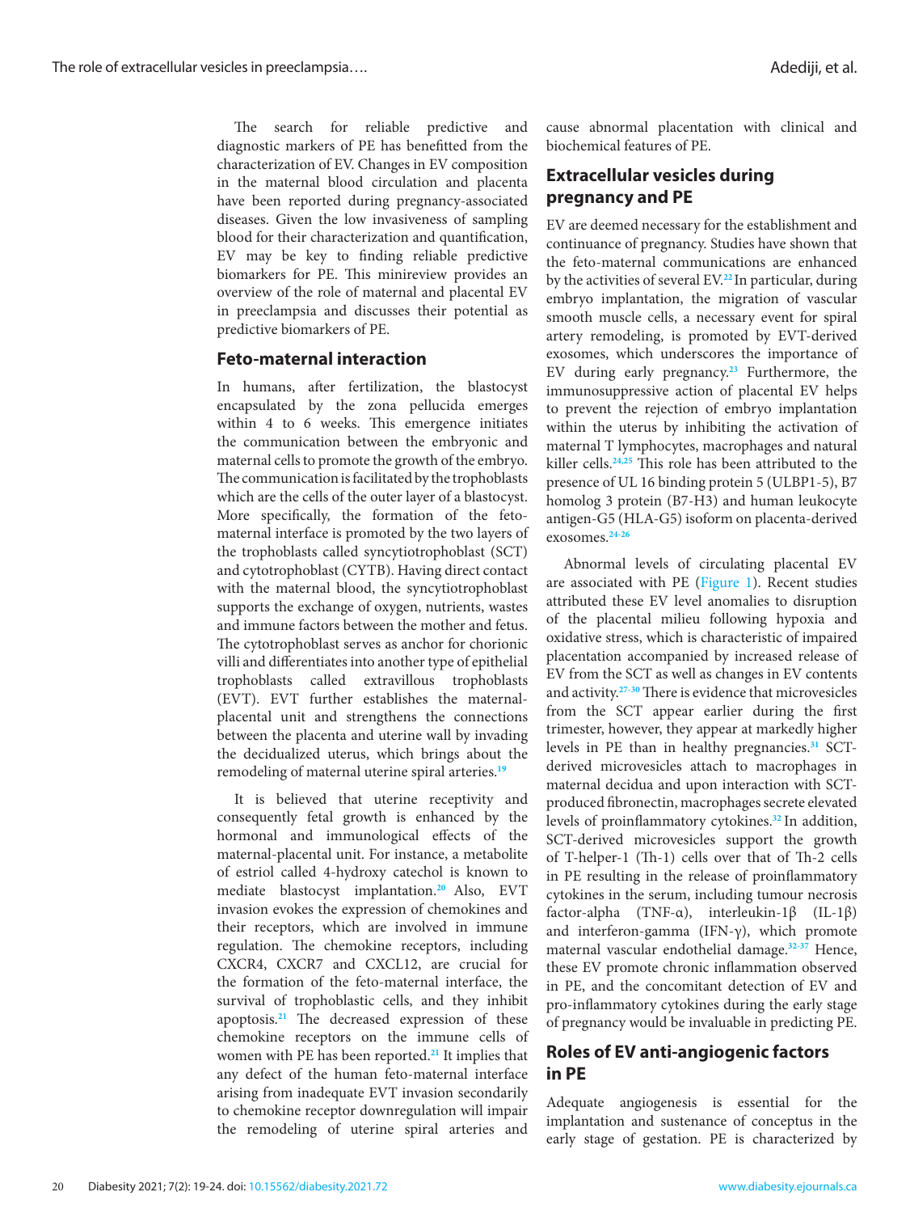The search for reliable predictive and diagnostic markers of PE has benefitted from the characterization of EV. Changes in EV composition in the maternal blood circulation and placenta have been reported during pregnancy-associated diseases. Given the low invasiveness of sampling blood for their characterization and quantification, EV may be key to finding reliable predictive biomarkers for PE. This minireview provides an overview of the role of maternal and placental EV in preeclampsia and discusses their potential as predictive biomarkers of PE.

## Feto-maternal interaction

In humans, after fertilization, the blastocyst encapsulated by the zona pellucida emerges within 4 to 6 weeks. This emergence initiates the communication between the embryonic and maternal cells to promote the growth of the embryo. The communication is facilitated by the trophoblasts which are the cells of the outer layer of a blastocyst. More specifically, the formation of the feto-maternal interface is promoted by the two layers of the trophoblasts called syncytiotrophoblast (SCT) and cytotrophoblast (CYTB). Having direct contact with the maternal blood, the syncytiotrophoblast supports the exchange of oxygen, nutrients, wastes and immune factors between the mother and fetus. The cytotrophoblast serves as anchor for chorionic villi and differentiates into another type of epithelial trophoblasts called extravillous trophoblasts (EVT). EVT further establishes the maternal-placental unit and strengthens the connections between the placenta and uterine wall by invading the decidualized uterus, which brings about the remodeling of maternal uterine spiral arteries.[19]

It is believed that uterine receptivity and consequently fetal growth is enhanced by the hormonal and immunological effects of the maternal-placental unit. For instance, a metabolite of estriol called 4-hydroxy catechol is known to mediate blastocyst implantation.[20] Also, EVT invasion evokes the expression of chemokines and their receptors, which are involved in immune regulation. The chemokine receptors, including CXCR4, CXCR7 and CXCL12, are crucial for the formation of the feto-maternal interface, the survival of trophoblastic cells, and they inhibit apoptosis.[21] The decreased expression of these chemokine receptors on the immune cells of women with PE has been reported.[21] It implies that any defect of the human feto-maternal interface arising from inadequate EVT invasion secondarily to chemokine receptor downregulation will impair the remodeling of uterine spiral arteries and cause abnormal placentation with clinical and biochemical features of PE.

## Extracellular vesicles during pregnancy and PE

EV are deemed necessary for the establishment and continuance of pregnancy. Studies have shown that the feto-maternal communications are enhanced by the activities of several EV.[22] In particular, during embryo implantation, the migration of vascular smooth muscle cells, a necessary event for spiral artery remodeling, is promoted by EVT-derived exosomes, which underscores the importance of EV during early pregnancy.[23] Furthermore, the immunosuppressive action of placental EV helps to prevent the rejection of embryo implantation within the uterus by inhibiting the activation of maternal T lymphocytes, macrophages and natural killer cells.[24,25] This role has been attributed to the presence of UL 16 binding protein 5 (ULBP1-5), B7 homolog 3 protein (B7-H3) and human leukocyte antigen-G5 (HLA-G5) isoform on placenta-derived exosomes.[24-26]

Abnormal levels of circulating placental EV are associated with PE (Figure 1). Recent studies attributed these EV level anomalies to disruption of the placental milieu following hypoxia and oxidative stress, which is characteristic of impaired placentation accompanied by increased release of EV from the SCT as well as changes in EV contents and activity.[27-30] There is evidence that microvesicles from the SCT appear earlier during the first trimester, however, they appear at markedly higher levels in PE than in healthy pregnancies.[31] SCT-derived microvesicles attach to macrophages in maternal decidua and upon interaction with SCT-produced fibronectin, macrophages secrete elevated levels of proinflammatory cytokines.[32] In addition, SCT-derived microvesicles support the growth of T-helper-1 (Th-1) cells over that of Th-2 cells in PE resulting in the release of proinflammatory cytokines in the serum, including tumour necrosis factor-alpha (TNF-α), interleukin-1β (IL-1β) and interferon-gamma (IFN-γ), which promote maternal vascular endothelial damage.[32-37] Hence, these EV promote chronic inflammation observed in PE, and the concomitant detection of EV and pro-inflammatory cytokines during the early stage of pregnancy would be invaluable in predicting PE.

## Roles of EV anti-angiogenic factors in PE

Adequate angiogenesis is essential for the implantation and sustenance of conceptus in the early stage of gestation. PE is characterized by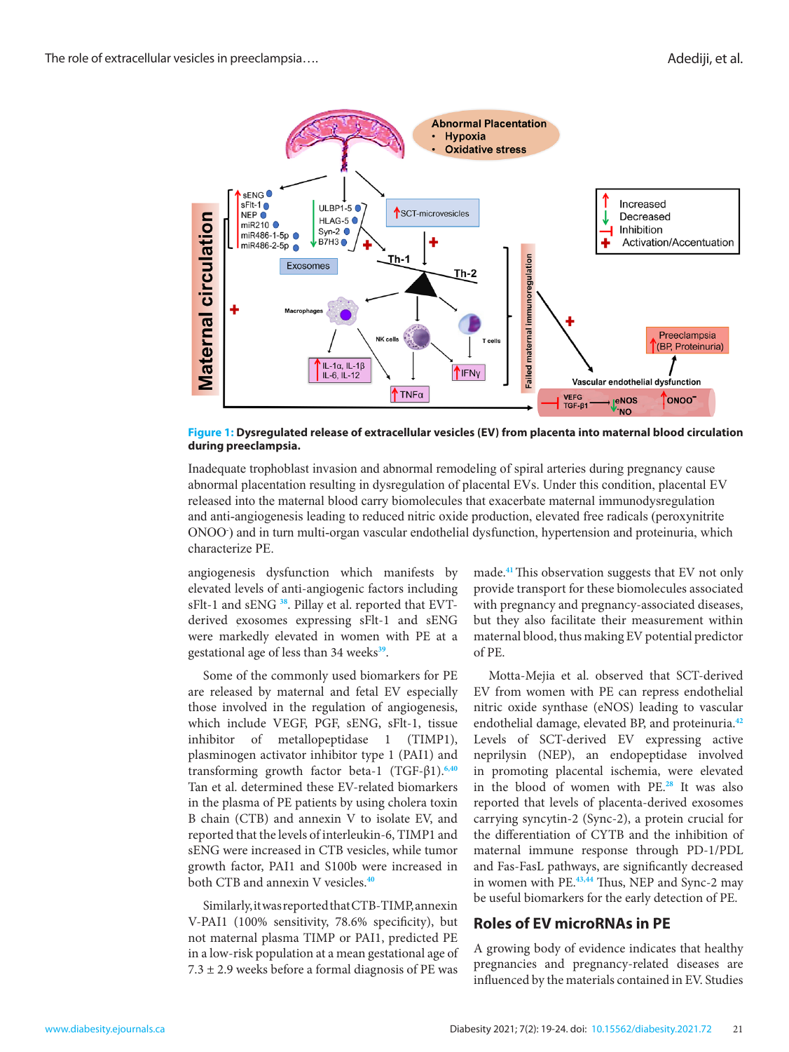**Figure 1: Dysregulated release of extracellular vesicles (EV) from placenta into maternal blood circulation during preeclampsia.**

Inadequate trophoblast invasion and abnormal remodeling of spiral arteries during pregnancy cause abnormal placentation resulting in dysregulation of placental EVs. Under this condition, placental EV released into the maternal blood carry biomolecules that exacerbate maternal immunodysregulation and anti-angiogenesis leading to reduced nitric oxide production, elevated free radicals (peroxynitrite $ONOO^-$) and in turn multi-organ vascular endothelial dysfunction, hypertension and proteinuria, which characterize PE.

angiogenesis dysfunction which manifests by elevated levels of anti-angiogenic factors including sFlt-1 and sENG [38]. Pillay et al. reported that EVT-derived exosomes expressing sFlt-1 and sENG were markedly elevated in women with PE at a gestational age of less than 34 weeks[39].

Some of the commonly used biomarkers for PE are released by maternal and fetal EV especially those involved in the regulation of angiogenesis, which include VEGF, PGF, sENG, sFlt-1, tissue inhibitor of metallopeptidase 1 (TIMP1), plasminogen activator inhibitor type 1 (PAI1) and transforming growth factor beta-1 (TGF-β1).[6,40] Tan et al. determined these EV-related biomarkers in the plasma of PE patients by using cholera toxin B chain (CTB) and annexin V to isolate EV, and reported that the levels of interleukin-6, TIMP1 and sENG were increased in CTB vesicles, while tumor growth factor, PAI1 and S100b were increased in both CTB and annexin V vesicles.[40]

Similarly, it was reported that CTB-TIMP, annexin V-PAI1 (100% sensitivity, 78.6% specificity), but not maternal plasma TIMP or PAI1, predicted PE in a low-risk population at a mean gestational age of 7.3 ± 2.9 weeks before a formal diagnosis of PE was made.[41] This observation suggests that EV not only provide transport for these biomolecules associated with pregnancy and pregnancy-associated diseases, but they also facilitate their measurement within maternal blood, thus making EV potential predictor of PE.

Motta-Mejia et al. observed that SCT-derived EV from women with PE can repress endothelial nitric oxide synthase (eNOS) leading to vascular endothelial damage, elevated BP, and proteinuria.[42] Levels of SCT-derived EV expressing active neprilysin (NEP), an endopeptidase involved in promoting placental ischemia, were elevated in the blood of women with PE.[28] It was also reported that levels of placenta-derived exosomes carrying syncytin-2 (Sync-2), a protein crucial for the differentiation of CYTB and the inhibition of maternal immune response through PD-1/PDL and Fas-FasL pathways, are significantly decreased in women with PE.[43,44] Thus, NEP and Sync-2 may be useful biomarkers for the early detection of PE.

## Roles of EV microRNAs in PE

A growing body of evidence indicates that healthy pregnancies and pregnancy-related diseases are influenced by the materials contained in EV. Studies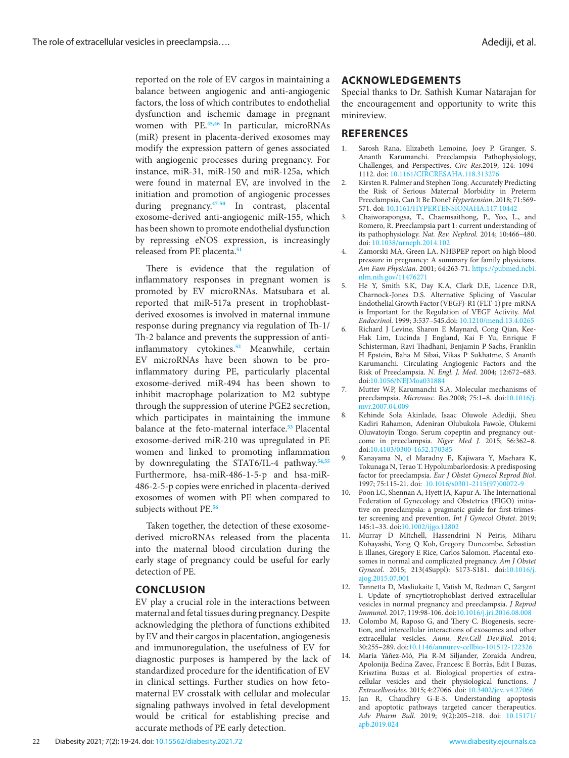reported on the role of EV cargos in maintaining a balance between angiogenic and anti-angiogenic factors, the loss of which contributes to endothelial dysfunction and ischemic damage in pregnant women with PE.[45,46] In particular, microRNAs (miR) present in placenta-derived exosomes may modify the expression pattern of genes associated with angiogenic processes during pregnancy. For instance, miR-31, miR-150 and miR-125a, which were found in maternal EV, are involved in the initiation and promotion of angiogenic processes during pregnancy.[47-50] In contrast, placental exosome-derived anti-angiogenic miR-155, which has been shown to promote endothelial dysfunction by repressing eNOS expression, is increasingly released from PE placenta.[51]

There is evidence that the regulation of inflammatory responses in pregnant women is promoted by EV microRNAs. Matsubara et al. reported that miR-517a present in trophoblast-derived exosomes is involved in maternal immune response during pregnancy via regulation of Th-1/Th-2 balance and prevents the suppression of anti-inflammatory cytokines.[52] Meanwhile, certain EV microRNAs have been shown to be pro-inflammatory during PE, particularly placental exosome-derived miR-494 has been shown to inhibit macrophage polarization to M2 subtype through the suppression of uterine PGE2 secretion, which participates in maintaining the immune balance at the feto-maternal interface.[53] Placental exosome-derived miR-210 was upregulated in PE women and linked to promoting inflammation by downregulating the STAT6/IL-4 pathway.[54,55] Furthermore, hsa-miR-486-1-5-p and hsa-miR-486-2-5-p copies were enriched in placenta-derived exosomes of women with PE when compared to subjects without PE.[56]

Taken together, the detection of these exosome-derived microRNAs released from the placenta into the maternal blood circulation during the early stage of pregnancy could be useful for early detection of PE.

## CONCLUSION

EV play a crucial role in the interactions between maternal and fetal tissues during pregnancy. Despite acknowledging the plethora of functions exhibited by EV and their cargos in placentation, angiogenesis and immunoregulation, the usefulness of EV for diagnostic purposes is hampered by the lack of standardized procedure for the identification of EV in clinical settings. Further studies on how feto-maternal EV crosstalk with cellular and molecular signaling pathways involved in fetal development would be critical for establishing precise and accurate methods of PE early detection.

## ACKNOWLEDGEMENTS

Special thanks to Dr. Sathish Kumar Natarajan for the encouragement and opportunity to write this minireview.

## REFERENCES

1. Sarosh Rana, Elizabeth Lemoine, Joey P. Granger, S. Ananth Karumanchi. Preeclampsia Pathophysiology, Challenges, and Perspectives. *Circ Res*.2019; 124: 1094-1112. doi: 10.1161/CIRCRESAHA.118.313276
2. Kirsten R. Palmer and Stephen Tong. Accurately Predicting the Risk of Serious Maternal Morbidity in Preterm Preeclampsia, Can It Be Done? *Hypertension*. 2018; 71:569-571. doi: 10.1161/HYPERTENSIONAHA.117.10442
3. Chaiworapongsa, T., Chaemsaithong, P., Yeo, L., and Romero, R. Preeclampsia part 1: current understanding of its pathophysiology. *Nat. Rev. Nephrol.* 2014; 10:466–480. doi: 10.1038/nrneph.2014.102
4. Zamorski MA, Green LA. NHBPEP report on high blood pressure in pregnancy: A summary for family physicians. *Am Fam Physician*. 2001; 64:263-71. https://pubmed.ncbi.nlm.nih.gov/11476271
5. He Y, Smith S.K, Day K.A, Clark D.E, Licence D.R, Charnock-Jones D.S. Alternative Splicing of Vascular Endothelial Growth Factor (VEGF)-R1 (FLT-1) pre-mRNA is Important for the Regulation of VEGF Activity. *Mol. Endocrinol*. 1999; 3:537–545.doi: 10.1210/mend.13.4.0265
6. Richard J Levine, Sharon E Maynard, Cong Qian, Kee-Hak Lim, Lucinda J England, Kai F Yu, Enrique F Schisterman, Ravi Thadhani, Benjamin P Sachs, Franklin H Epstein, Baha M Sibai, Vikas P Sukhatme, S Ananth Karumanchi. Circulating Angiogenic Factors and the Risk of Preeclampsia. *N. Engl. J. Med*. 2004; 12:672–683. doi:10.1056/NEJMoa031884
7. Mutter W.P, Karumanchi S.A. Molecular mechanisms of preeclampsia. *Microvasc. Res*.2008; 75:1–8. doi:10.1016/j.mvr.2007.04.009
8. Kehinde Sola Akinlade, Isaac Oluwole Adediji, Sheu Kadiri Rahamon, Adeniran Olubukola Fawole, Olukemi Oluwatoyin Tongo. Serum copeptin and pregnancy outcome in preeclampsia. *Niger Med J*. 2015; 56:362–8. doi:10.4103/0300-1652.170385
9. Kanayama N, el Maradny E, Kajiwara Y, Maehara K, Tokunaga N, Terao T. Hypolumbarlordosis: A predisposing factor for preeclampsia. *Eur J Obstet Gynecol Reprod Biol*. 1997; 75:115-21. doi: 10.1016/s0301-2115(97)00072-9
10. Poon LC, Shennan A, Hyett JA, Kapur A. The International Federation of Gynecology and Obstetrics (FIGO) initiative on preeclampsia: a pragmatic guide for first-trimester screening and prevention. *Int J Gynecol Obstet*. 2019; 145:1–33. doi:10.1002/ijgo.12802
11. Murray D Mitchell, Hassendrini N Peiris, Miharu Kobayashi, Yong Q Koh, Gregory Duncombe, Sebastian E Illanes, Gregory E Rice, Carlos Salomon. Placental exosomes in normal and complicated pregnancy. *Am J Obstet Gynecol*. 2015; 213(4Suppl): S173-S181. doi:10.1016/j.ajog.2015.07.001
12. Tannetta D, Masliukaite I, Vatish M, Redman C, Sargent I. Update of syncytiotrophoblast derived extracellular vesicles in normal pregnancy and preeclampsia. *J Reprod Immunol*. 2017; 119:98-106. doi:10.1016/j.jri.2016.08.008
13. Colombo M, Raposo G, and Thery C. Biogenesis, secretion, and intercellular interactions of exosomes and other extracellular vesicles. *Annu. Rev.Cell Dev.Biol.* 2014; 30:255–289. doi:10.1146/annurev-cellbio-101512-122326
14. María Yáñez-Mó, Pia R-M Siljander, Zoraida Andreu, Apolonija Bedina Zavec, Francesc E Borràs, Edit I Buzas, Krisztina Buzas et al. Biological properties of extracellular vesicles and their physiological functions. *J Extracellvesicles*. 2015; 4:27066. doi: 10.3402/jev. v4.27066
15. Jan R, Chaudhry G-E-S. Understanding apoptosis and apoptotic pathways targeted cancer therapeutics. *Adv Pharm Bull*. 2019; 9(2):205–218. doi: 10.15171/apb.2019.024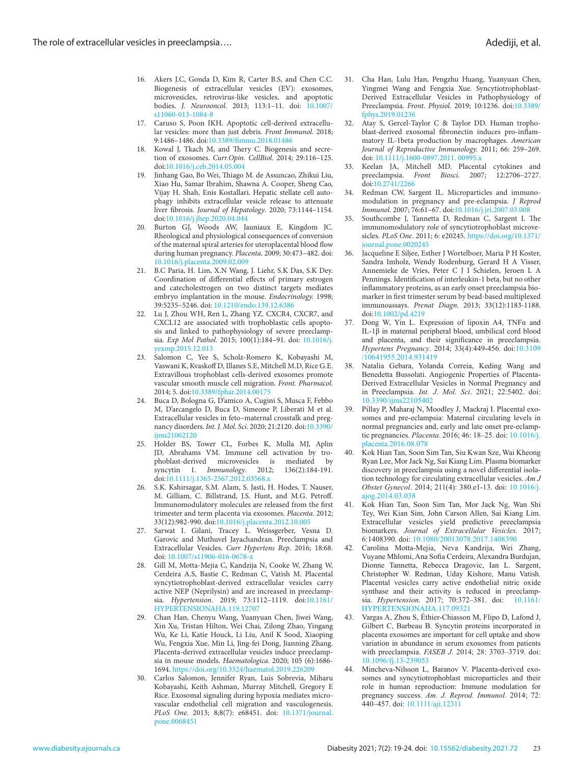16. Akers J.C, Gonda D, Kim R, Carter B.S, and Chen C.C. Biogenesis of extracellular vesicles (EV): exosomes, microvesicles, retrovirus-like vesicles, and apoptotic bodies. *J. Neurooncol.* 2013; 113:1–11. doi: 10.1007/s11060-013-1084-8
17. Caruso S, Poon IKH. Apoptotic cell-derived extracellular vesicles: more than just debris. *Front Immunol*. 2018; 9:1486–1486. doi:10.3389/fimmu.2018.01486
18. Kowal J, Tkach M, and Thery C. Biogenesis and secretion of exosomes. *Curr.Opin. CellBiol.* 2014; 29:116–125. doi:10.1016/j.ceb.2014.05.004
19. Jinhang Gao, Bo Wei, Thiago M. de Assuncao, Zhikui Liu, Xiao Hu, Samar Ibrahim, Shawna A. Cooper, Sheng Cao, Vijay H. Shah, Enis Kostallari. Hepatic stellate cell autophagy inhibits extracellular vesicle release to attenuate liver fibrosis. *Journal of Hepatology*. 2020; 73:1144–1154. doi:10.1016/j.jhep.2020.04.044
20. Burton GJ, Woods AW, Jauniaux E, Kingdom JC. Rheological and physiological consequences of conversion of the maternal spiral arteries for uteroplacental blood flow during human pregnancy. *Placenta*. 2009; 30:473–482. doi: 10.1016/j.placenta.2009.02.009
21. B.C Paria, H. Lim, X.N Wang, J. Liehr, S.K Das, S.K Dey. Coordination of differential effects of primary estrogen and catecholestrogen on two distinct targets mediates embryo implantation in the mouse. *Endocrinology.* 1998; 39:5235–5246. doi: 10.1210/endo.139.12.6386
22. Lu J, Zhou WH, Ren L, Zhang YZ. CXCR4, CXCR7, and CXCL12 are associated with trophoblastic cells apoptosis and linked to pathophysiology of severe preeclampsia. *Exp Mol Pathol*. 2015; 100(1):184–91. doi: 10.1016/j.yexmp.2015.12.013
23. Salomon C, Yee S, Scholz-Romero K, Kobayashi M, Vaswani K, Kvaskoff D, Illanes S.E, Mitchell M.D, Rice G.E. Extravillous trophoblast cells-derived exosomes promote vascular smooth muscle cell migration. *Front. Pharmacol*. 2014; 5. doi:10.3389/fphar.2014.00175
24. Buca D, Bologna G, D'amico A, Cugini S, Musca F, Febbo M, D'arcangelo D, Buca D, Simeone P, Liberati M et al. Extracellular vesicles in feto–maternal crosstalk and pregnancy disorders. *Int. J. Mol. Sci*. 2020; 21:2120. doi:10.3390/ijms21062120
25. Holder BS, Tower CL, Forbes K, Mulla MJ, Aplin JD, Abrahams VM. Immune cell activation by trophoblast-derived microvesicles is mediated by syncytin 1. *Immunology*. 2012; 136(2):184-191. doi:10.1111/j.1365-2567.2012.03568.x
26. S.K. Kshirsagar, S.M. Alam, S. Jasti, H. Hodes, T. Nauser, M. Gilliam, C. Billstrand, J.S. Hunt, and M.G. Petroff. Immunomodulatory molecules are released from the first trimester and term placenta via exosomes. *Placenta*. 2012; 33(12):982-990. doi:10.1016/j.placenta.2012.10.005
27. Sarwat I. Gilani, Tracey L. Weissgerber, Vesna D. Garovic and Muthuvel Jayachandran. Preeclampsia and Extracellular Vesicles. *Curr Hypertens Rep*. 2016; 18:68. doi: 10.1007/s11906-016-0678-x
28. Gill M, Motta-Mejia C, Kandzija N, Cooke W, Zhang W, Cerdeira A.S, Bastie C, Redman C, Vatish M. Placental syncytiotrophoblast-derived extracellular vesicles carry active NEP (Neprilysin) and are increased in preeclampsia. *Hypertension*. 2019; 73:1112–1119. doi:10.1161/HYPERTENSIONAHA.119.12707
29. Chan Han, Chenyu Wang, Yuanyuan Chen, Jiwei Wang, Xin Xu, Tristan Hilton, Wei Chai, Zilong Zhao, Yingang Wu, Ke Li, Katie Houck, Li Liu, Anil K Sood, Xiaoping Wu, Fengxia Xue, Min Li, Jing-fei Dong, Jianning Zhang. Placenta-derived extracellular vesicles induce preeclampsia in mouse models. *Haematologica*. 2020; 105 (6):1686-1694. https://doi.org/10.3324/haematol.2019.226209
30. Carlos Salomon, Jennifer Ryan, Luis Sobrevia, Miharu Kobayashi, Keith Ashman, Murray Mitchell, Gregory E Rice. Exosomal signaling during hypoxia mediates microvascular endothelial cell migration and vasculogenesis. *PLoS One*. 2013; 8;8(7): e68451. doi: 10.1371/journal.pone.0068451
31. Cha Han, Lulu Han, Pengzhu Huang, Yuanyuan Chen, Yingmei Wang and Fengxia Xue. Syncytiotrophoblast-Derived Extracellular Vesicles in Pathophysiology of Preeclampsia. *Front. Physiol.* 2019; 10:1236. doi:10.3389/fphys.2019.01236
32. Atay S, Gercel-Taylor C & Taylor DD. Human trophoblast-derived exosomal fibronectin induces pro-inflammatory IL-1beta production by macrophages. *American Journal of Reproductive Immunology.* 2011; 66: 259–269. doi: 10.1111/j.1600-0897.2011. 00995.x
33. Keelan JA, Mitchell MD. Placental cytokines and preeclampsia. *Front Biosci.* 2007; 12:2706–2727. doi:10.2741/2266
34. Redman CW, Sargent IL. Microparticles and immunomodulation in pregnancy and pre-eclampsia. *J Reprod Immunol*. 2007; 76:61–67. doi:10.1016/j.jri.2007.03.008
35. Southcombe J, Tannetta D, Redman C, Sargent I. The immunomodulatory role of syncytiotrophoblast microvesicles. *PLoS One*. 2011; 6: e20245. https://doi.org/10.1371/journal.pone.0020245
36. Jacqueline E Siljee, Esther J Wortelboer, Maria P H Koster, Sandra Imholz, Wendy Rodenburg, Gerard H A Visser, Annemieke de Vries, Peter C J I Schielen, Jeroen L A Pennings. Identification of interleukin-1 beta, but no other inflammatory proteins, as an early onset preeclampsia biomarker in first trimester serum by bead-based multiplexed immunoassays. *Prenat Diagn*. 2013; 33(12):1183-1188. doi:10.1002/pd.4219
37. Dong W, Yin L. Expression of lipoxin A4, TNFα and IL-1β in maternal peripheral blood, umbilical cord blood and placenta, and their significance in preeclampsia. *Hypertens Pregnancy*. 2014; 33(4):449-456. doi:10.3109/10641955.2014.931419
38. Natalia Gebara, Yolanda Correia, Keding Wang and Benedetta Bussolati. Angiogenic Properties of Placenta-Derived Extracellular Vesicles in Normal Pregnancy and in Preeclampsia. *Int. J. Mol. Sci*. 2021; 22:5402. doi: 10.3390/ijms22105402
39. Pillay P, Maharaj N, Moodley J, Mackraj I. Placental exosomes and pre-eclampsia: Maternal circulating levels in normal pregnancies and, early and late onset pre-eclamptic pregnancies. *Placenta*. 2016; 46: 18–25. doi: 10.1016/j.placenta.2016.08.078
40. Kok Hian Tan, Soon Sim Tan, Siu Kwan Sze, Wai Kheong Ryan Lee, Mor Jack Ng, Sai Kiang Lim. Plasma biomarker discovery in preeclampsia using a novel differential isolation technology for circulating extracellular vesicles. *Am J Obstet Gynecol*. 2014; 211(4): 380.e1-13. doi: 10.1016/j.ajog.2014.03.038
41. Kok Hian Tan, Soon Sim Tan, Mor Jack Ng, Wan Shi Tey, Wei Kian Sim, John Carson Allen, Sai Kiang Lim. Extracellular vesicles yield predictive preeclampsia biomarkers. *Journal of Extracellular Vesicles.* 2017; 6:1408390. doi: 10.1080/20013078.2017.1408390
42. Carolina Motta-Mejia, Neva Kandzija, Wei Zhang, Vuyane Mhlomi, Ana Sofia Cerdeira, Alexandra Burdujan, Dionne Tannetta, Rebecca Dragovic, Ian L. Sargent, Christopher W. Redman, Uday Kishore, Manu Vatish. Placental vesicles carry active endothelial nitric oxide synthase and their activity is reduced in preeclampsia. *Hypertension*. 2017; 70:372–381. doi: 10.1161/HYPERTENSIONAHA.117.09321
43. Vargas A, Zhou S, Éthier-Chiasson M, Flipo D, Lafond J, Gilbert C, Barbeau B. Syncytin proteins incorporated in placenta exosomes are important for cell uptake and show variation in abundance in serum exosomes from patients with preeclampsia. *FASEB J*. 2014; 28: 3703–3719. doi: 10.1096/fj.13-239053
44. Mincheva-Nilsson L, Baranov V. Placenta-derived exosomes and syncytiotrophoblast microparticles and their role in human reproduction: Immune modulation for pregnancy success. *Am. J. Reprod. Immunol*. 2014; 72: 440–457. doi: 10.1111/aji.12311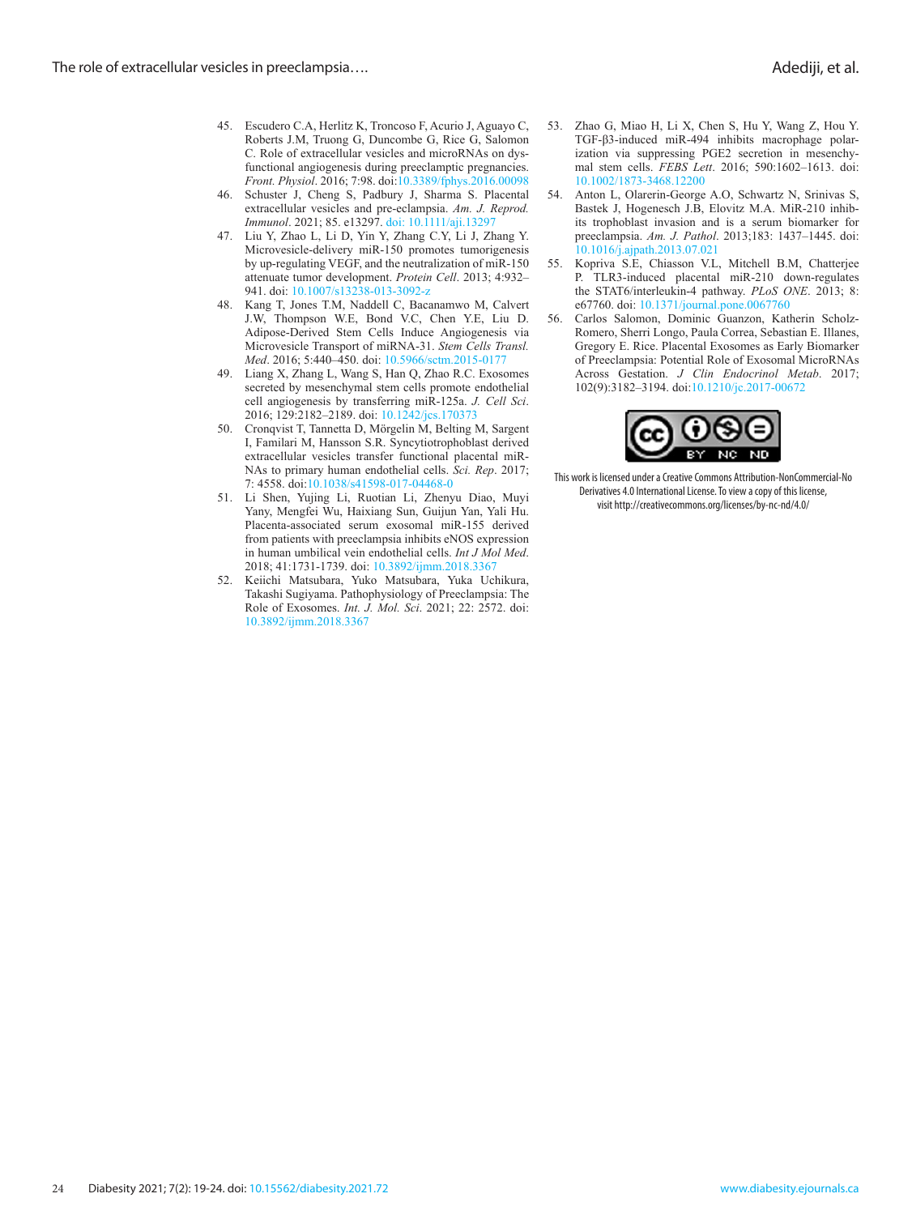45. Escudero C.A, Herlitz K, Troncoso F, Acurio J, Aguayo C, Roberts J.M, Truong G, Duncombe G, Rice G, Salomon C. Role of extracellular vesicles and microRNAs on dysfunctional angiogenesis during preeclamptic pregnancies. *Front. Physiol*. 2016; 7:98. doi:10.3389/fphys.2016.00098
46. Schuster J, Cheng S, Padbury J, Sharma S. Placental extracellular vesicles and pre-eclampsia. *Am. J. Reprod. Immunol*. 2021; 85. e13297. doi: 10.1111/aji.13297
47. Liu Y, Zhao L, Li D, Yin Y, Zhang C.Y, Li J, Zhang Y. Microvesicle-delivery miR-150 promotes tumorigenesis by up-regulating VEGF, and the neutralization of miR-150 attenuate tumor development. *Protein Cell*. 2013; 4:932–941. doi: 10.1007/s13238-013-3092-z
48. Kang T, Jones T.M, Naddell C, Bacanamwo M, Calvert J.W, Thompson W.E, Bond V.C, Chen Y.E, Liu D. Adipose-Derived Stem Cells Induce Angiogenesis via Microvesicle Transport of miRNA-31. *Stem Cells Transl. Med*. 2016; 5:440–450. doi: 10.5966/sctm.2015-0177
49. Liang X, Zhang L, Wang S, Han Q, Zhao R.C. Exosomes secreted by mesenchymal stem cells promote endothelial cell angiogenesis by transferring miR-125a. *J. Cell Sci*. 2016; 129:2182–2189. doi: 10.1242/jcs.170373
50. Cronqvist T, Tannetta D, Mörgelin M, Belting M, Sargent I, Familari M, Hansson S.R. Syncytiotrophoblast derived extracellular vesicles transfer functional placental miRNAs to primary human endothelial cells. *Sci. Rep*. 2017; 7: 4558. doi:10.1038/s41598-017-04468-0
51. Li Shen, Yujing Li, Ruotian Li, Zhenyu Diao, Muyi Yany, Mengfei Wu, Haixiang Sun, Guijun Yan, Yali Hu. Placenta-associated serum exosomal miR-155 derived from patients with preeclampsia inhibits eNOS expression in human umbilical vein endothelial cells. *Int J Mol Med*. 2018; 41:1731-1739. doi: 10.3892/ijmm.2018.3367
52. Keiichi Matsubara, Yuko Matsubara, Yuka Uchikura, Takashi Sugiyama. Pathophysiology of Preeclampsia: The Role of Exosomes. *Int. J. Mol. Sci*. 2021; 22: 2572. doi: 10.3892/ijmm.2018.3367
53. Zhao G, Miao H, Li X, Chen S, Hu Y, Wang Z, Hou Y. TGF-β3-induced miR-494 inhibits macrophage polarization via suppressing PGE2 secretion in mesenchymal stem cells. *FEBS Lett*. 2016; 590:1602–1613. doi: 10.1002/1873-3468.12200
54. Anton L, Olarerin-George A.O, Schwartz N, Srinivas S, Bastek J, Hogenesch J.B, Elovitz M.A. MiR-210 inhibits trophoblast invasion and is a serum biomarker for preeclampsia. *Am. J. Pathol*. 2013;183: 1437–1445. doi: 10.1016/j.ajpath.2013.07.021
55. Kopriva S.E, Chiasson V.L, Mitchell B.M, Chatterjee P. TLR3-induced placental miR-210 down-regulates the STAT6/interleukin-4 pathway. *PLoS ONE*. 2013; 8: e67760. doi: 10.1371/journal.pone.0067760
56. Carlos Salomon, Dominic Guanzon, Katherin Scholz-Romero, Sherri Longo, Paula Correa, Sebastian E. Illanes, Gregory E. Rice. Placental Exosomes as Early Biomarker of Preeclampsia: Potential Role of Exosomal MicroRNAs Across Gestation. *J Clin Endocrinol Metab*. 2017; 102(9):3182–3194. doi:10.1210/jc.2017-00672

This work is licensed under a Creative Commons Attribution-NonCommercial-No Derivatives 4.0 International License. To view a copy of this license, visit http://creativecommons.org/licenses/by-nc-nd/4.0/